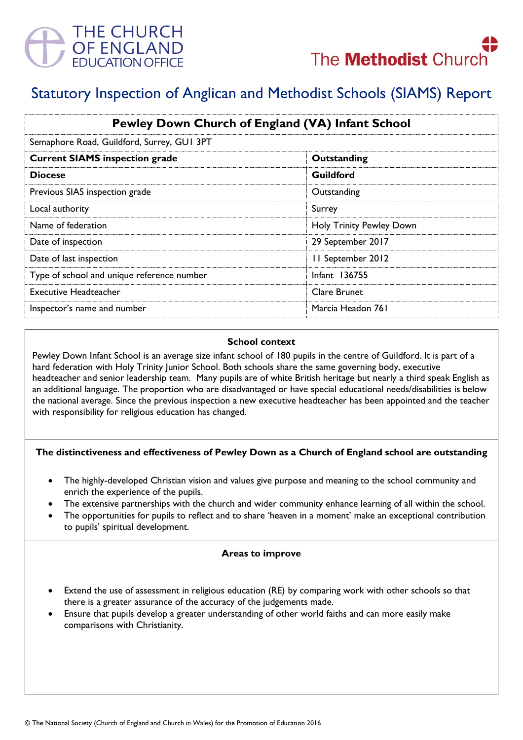THE CHURCH OF ENGLAND EDUCATION OFFICE

The Methodist Church

# Statutory Inspection of Anglican and Methodist Schools (SIAMS) Report

| Pewley Down Church of England (VA) Infant School | |
|---|---|
| Semaphore Road, Guildford, Surrey, GU1 3PT | |
| **Current SIAMS inspection grade** | **Outstanding** |
| **Diocese** | **Guildford** |
| Previous SIAS inspection grade | Outstanding |
| Local authority | Surrey |
| Name of federation | Holy Trinity Pewley Down |
| Date of inspection | 29 September 2017 |
| Date of last inspection | 11 September 2012 |
| Type of school and unique reference number | Infant 136755 |
| Executive Headteacher | Clare Brunet |
| Inspector's name and number | Marcia Headon 761 |

### School context

Pewley Down Infant School is an average size infant school of 180 pupils in the centre of Guildford. It is part of a hard federation with Holy Trinity Junior School. Both schools share the same governing body, executive headteacher and senior leadership team. Many pupils are of white British heritage but nearly a third speak English as an additional language. The proportion who are disadvantaged or have special educational needs/disabilities is below the national average. Since the previous inspection a new executive headteacher has been appointed and the teacher with responsibility for religious education has changed.

### The distinctiveness and effectiveness of Pewley Down as a Church of England school are outstanding

- The highly-developed Christian vision and values give purpose and meaning to the school community and enrich the experience of the pupils.
- The extensive partnerships with the church and wider community enhance learning of all within the school.
- The opportunities for pupils to reflect and to share 'heaven in a moment' make an exceptional contribution to pupils' spiritual development.

### Areas to improve

- Extend the use of assessment in religious education (RE) by comparing work with other schools so that there is a greater assurance of the accuracy of the judgements made.
- Ensure that pupils develop a greater understanding of other world faiths and can more easily make comparisons with Christianity.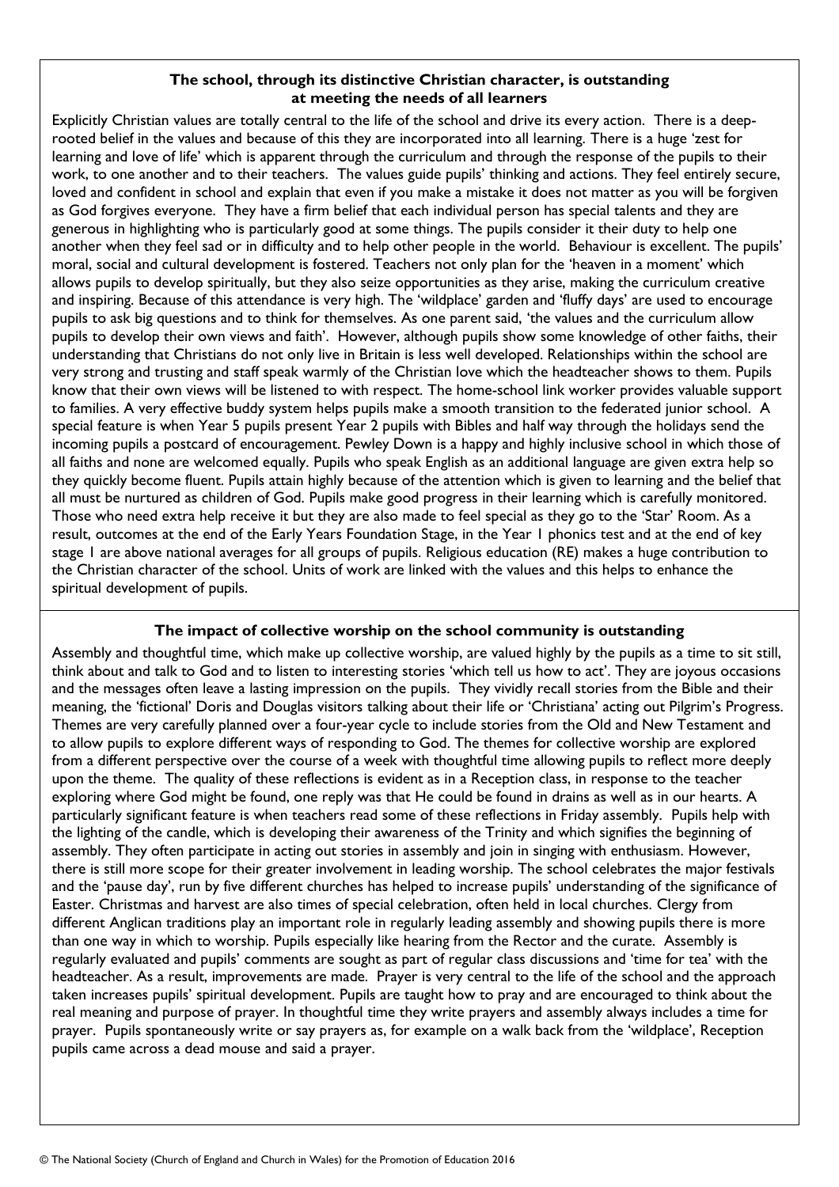## The school, through its distinctive Christian character, is outstanding at meeting the needs of all learners

Explicitly Christian values are totally central to the life of the school and drive its every action. There is a deep-rooted belief in the values and because of this they are incorporated into all learning. There is a huge 'zest for learning and love of life' which is apparent through the curriculum and through the response of the pupils to their work, to one another and to their teachers. The values guide pupils' thinking and actions. They feel entirely secure, loved and confident in school and explain that even if you make a mistake it does not matter as you will be forgiven as God forgives everyone. They have a firm belief that each individual person has special talents and they are generous in highlighting who is particularly good at some things. The pupils consider it their duty to help one another when they feel sad or in difficulty and to help other people in the world. Behaviour is excellent. The pupils' moral, social and cultural development is fostered. Teachers not only plan for the 'heaven in a moment' which allows pupils to develop spiritually, but they also seize opportunities as they arise, making the curriculum creative and inspiring. Because of this attendance is very high. The 'wildplace' garden and 'fluffy days' are used to encourage pupils to ask big questions and to think for themselves. As one parent said, 'the values and the curriculum allow pupils to develop their own views and faith'. However, although pupils show some knowledge of other faiths, their understanding that Christians do not only live in Britain is less well developed. Relationships within the school are very strong and trusting and staff speak warmly of the Christian love which the headteacher shows to them. Pupils know that their own views will be listened to with respect. The home-school link worker provides valuable support to families. A very effective buddy system helps pupils make a smooth transition to the federated junior school. A special feature is when Year 5 pupils present Year 2 pupils with Bibles and half way through the holidays send the incoming pupils a postcard of encouragement. Pewley Down is a happy and highly inclusive school in which those of all faiths and none are welcomed equally. Pupils who speak English as an additional language are given extra help so they quickly become fluent. Pupils attain highly because of the attention which is given to learning and the belief that all must be nurtured as children of God. Pupils make good progress in their learning which is carefully monitored. Those who need extra help receive it but they are also made to feel special as they go to the 'Star' Room. As a result, outcomes at the end of the Early Years Foundation Stage, in the Year 1 phonics test and at the end of key stage 1 are above national averages for all groups of pupils. Religious education (RE) makes a huge contribution to the Christian character of the school. Units of work are linked with the values and this helps to enhance the spiritual development of pupils.

## The impact of collective worship on the school community is outstanding

Assembly and thoughtful time, which make up collective worship, are valued highly by the pupils as a time to sit still, think about and talk to God and to listen to interesting stories 'which tell us how to act'. They are joyous occasions and the messages often leave a lasting impression on the pupils. They vividly recall stories from the Bible and their meaning, the 'fictional' Doris and Douglas visitors talking about their life or 'Christiana' acting out Pilgrim's Progress. Themes are very carefully planned over a four-year cycle to include stories from the Old and New Testament and to allow pupils to explore different ways of responding to God. The themes for collective worship are explored from a different perspective over the course of a week with thoughtful time allowing pupils to reflect more deeply upon the theme. The quality of these reflections is evident as in a Reception class, in response to the teacher exploring where God might be found, one reply was that He could be found in drains as well as in our hearts. A particularly significant feature is when teachers read some of these reflections in Friday assembly. Pupils help with the lighting of the candle, which is developing their awareness of the Trinity and which signifies the beginning of assembly. They often participate in acting out stories in assembly and join in singing with enthusiasm. However, there is still more scope for their greater involvement in leading worship. The school celebrates the major festivals and the 'pause day', run by five different churches has helped to increase pupils' understanding of the significance of Easter. Christmas and harvest are also times of special celebration, often held in local churches. Clergy from different Anglican traditions play an important role in regularly leading assembly and showing pupils there is more than one way in which to worship. Pupils especially like hearing from the Rector and the curate. Assembly is regularly evaluated and pupils' comments are sought as part of regular class discussions and 'time for tea' with the headteacher. As a result, improvements are made. Prayer is very central to the life of the school and the approach taken increases pupils' spiritual development. Pupils are taught how to pray and are encouraged to think about the real meaning and purpose of prayer. In thoughtful time they write prayers and assembly always includes a time for prayer. Pupils spontaneously write or say prayers as, for example on a walk back from the 'wildplace', Reception pupils came across a dead mouse and said a prayer.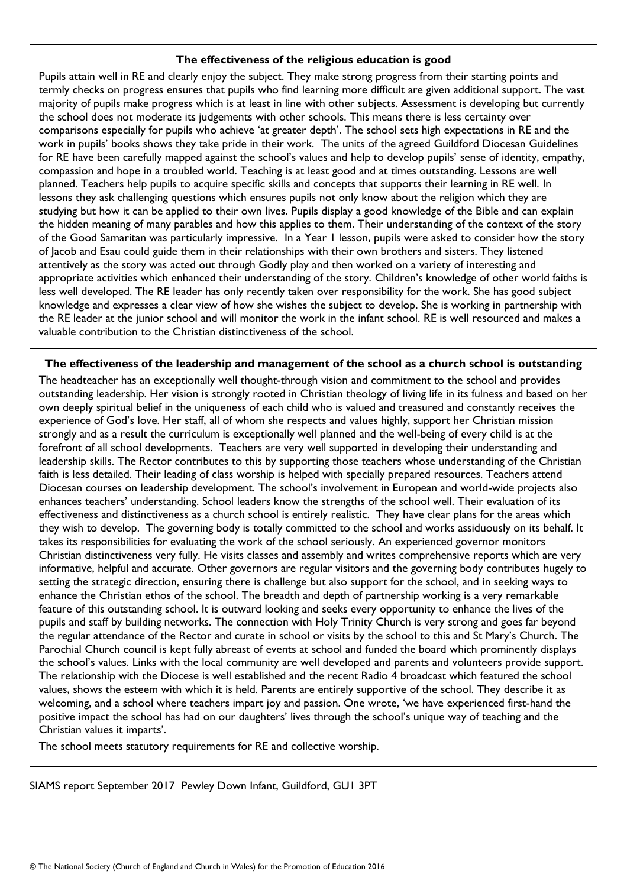### The effectiveness of the religious education is good

Pupils attain well in RE and clearly enjoy the subject. They make strong progress from their starting points and termly checks on progress ensures that pupils who find learning more difficult are given additional support. The vast majority of pupils make progress which is at least in line with other subjects. Assessment is developing but currently the school does not moderate its judgements with other schools. This means there is less certainty over comparisons especially for pupils who achieve 'at greater depth'. The school sets high expectations in RE and the work in pupils' books shows they take pride in their work. The units of the agreed Guildford Diocesan Guidelines for RE have been carefully mapped against the school's values and help to develop pupils' sense of identity, empathy, compassion and hope in a troubled world. Teaching is at least good and at times outstanding. Lessons are well planned. Teachers help pupils to acquire specific skills and concepts that supports their learning in RE well. In lessons they ask challenging questions which ensures pupils not only know about the religion which they are studying but how it can be applied to their own lives. Pupils display a good knowledge of the Bible and can explain the hidden meaning of many parables and how this applies to them. Their understanding of the context of the story of the Good Samaritan was particularly impressive. In a Year 1 lesson, pupils were asked to consider how the story of Jacob and Esau could guide them in their relationships with their own brothers and sisters. They listened attentively as the story was acted out through Godly play and then worked on a variety of interesting and appropriate activities which enhanced their understanding of the story. Children's knowledge of other world faiths is less well developed. The RE leader has only recently taken over responsibility for the work. She has good subject knowledge and expresses a clear view of how she wishes the subject to develop. She is working in partnership with the RE leader at the junior school and will monitor the work in the infant school. RE is well resourced and makes a valuable contribution to the Christian distinctiveness of the school.

### The effectiveness of the leadership and management of the school as a church school is outstanding

The headteacher has an exceptionally well thought-through vision and commitment to the school and provides outstanding leadership. Her vision is strongly rooted in Christian theology of living life in its fulness and based on her own deeply spiritual belief in the uniqueness of each child who is valued and treasured and constantly receives the experience of God's love. Her staff, all of whom she respects and values highly, support her Christian mission strongly and as a result the curriculum is exceptionally well planned and the well-being of every child is at the forefront of all school developments. Teachers are very well supported in developing their understanding and leadership skills. The Rector contributes to this by supporting those teachers whose understanding of the Christian faith is less detailed. Their leading of class worship is helped with specially prepared resources. Teachers attend Diocesan courses on leadership development. The school's involvement in European and world-wide projects also enhances teachers' understanding. School leaders know the strengths of the school well. Their evaluation of its effectiveness and distinctiveness as a church school is entirely realistic. They have clear plans for the areas which they wish to develop. The governing body is totally committed to the school and works assiduously on its behalf. It takes its responsibilities for evaluating the work of the school seriously. An experienced governor monitors Christian distinctiveness very fully. He visits classes and assembly and writes comprehensive reports which are very informative, helpful and accurate. Other governors are regular visitors and the governing body contributes hugely to setting the strategic direction, ensuring there is challenge but also support for the school, and in seeking ways to enhance the Christian ethos of the school. The breadth and depth of partnership working is a very remarkable feature of this outstanding school. It is outward looking and seeks every opportunity to enhance the lives of the pupils and staff by building networks. The connection with Holy Trinity Church is very strong and goes far beyond the regular attendance of the Rector and curate in school or visits by the school to this and St Mary's Church. The Parochial Church council is kept fully abreast of events at school and funded the board which prominently displays the school's values. Links with the local community are well developed and parents and volunteers provide support. The relationship with the Diocese is well established and the recent Radio 4 broadcast which featured the school values, shows the esteem with which it is held. Parents are entirely supportive of the school. They describe it as welcoming, and a school where teachers impart joy and passion. One wrote, 'we have experienced first-hand the positive impact the school has had on our daughters' lives through the school's unique way of teaching and the Christian values it imparts'.

The school meets statutory requirements for RE and collective worship.

SIAMS report September 2017 Pewley Down Infant, Guildford, GU1 3PT